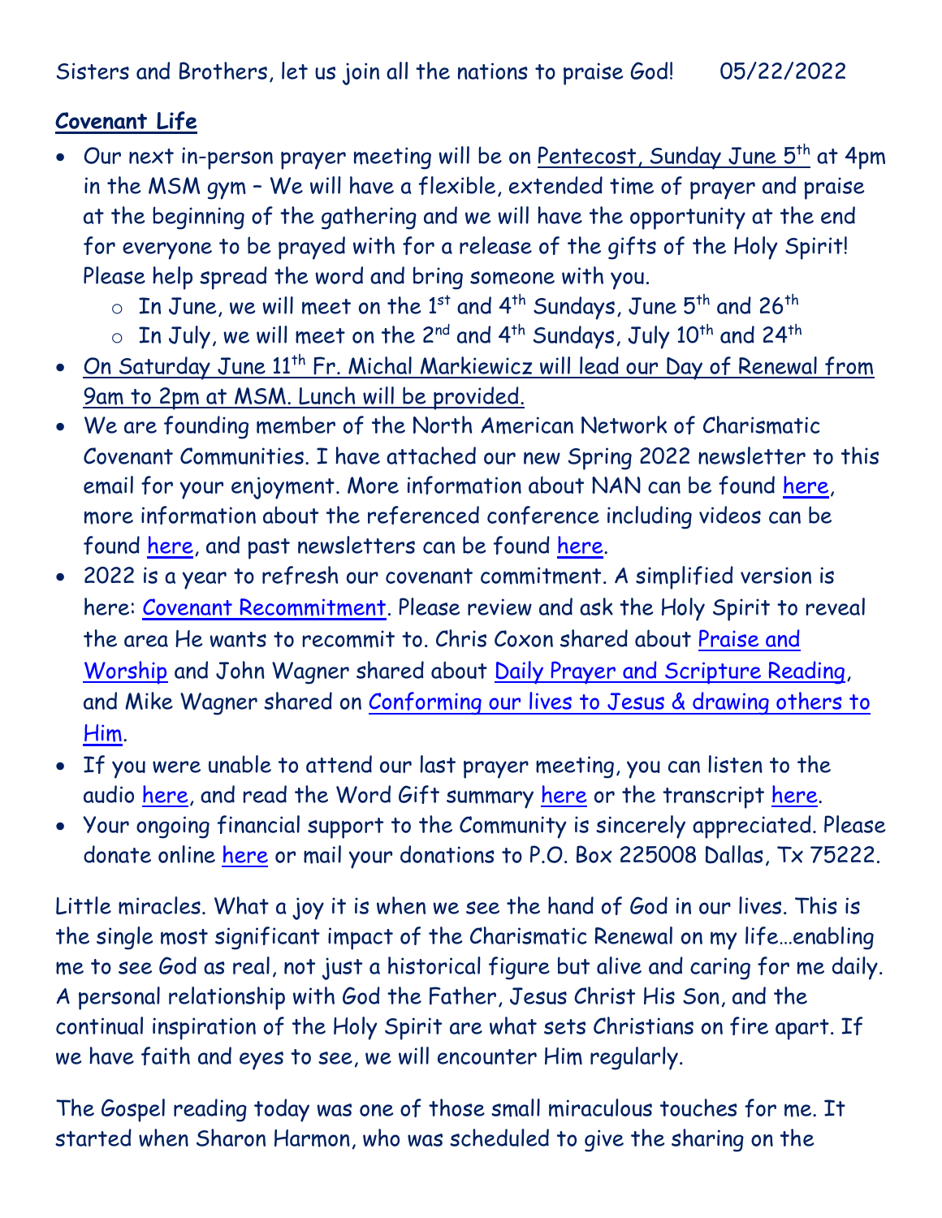Sisters and Brothers, let us join all the nations to praise God!      05/22/2022

**Covenant Life**

- Our next in-person prayer meeting will be on Pentecost, Sunday June 5th at 4pm in the MSM gym – We will have a flexible, extended time of prayer and praise at the beginning of the gathering and we will have the opportunity at the end for everyone to be prayed with for a release of the gifts of the Holy Spirit! Please help spread the word and bring someone with you.
  - In June, we will meet on the 1st and 4th Sundays, June 5th and 26th
  - In July, we will meet on the 2nd and 4th Sundays, July 10th and 24th
- On Saturday June 11th Fr. Michal Markiewicz will lead our Day of Renewal from 9am to 2pm at MSM. Lunch will be provided.
- We are founding member of the North American Network of Charismatic Covenant Communities. I have attached our new Spring 2022 newsletter to this email for your enjoyment. More information about NAN can be found here, more information about the referenced conference including videos can be found here, and past newsletters can be found here.
- 2022 is a year to refresh our covenant commitment. A simplified version is here: Covenant Recommitment. Please review and ask the Holy Spirit to reveal the area He wants to recommit to. Chris Coxon shared about Praise and Worship and John Wagner shared about Daily Prayer and Scripture Reading, and Mike Wagner shared on Conforming our lives to Jesus & drawing others to Him.
- If you were unable to attend our last prayer meeting, you can listen to the audio here, and read the Word Gift summary here or the transcript here.
- Your ongoing financial support to the Community is sincerely appreciated. Please donate online here or mail your donations to P.O. Box 225008 Dallas, Tx 75222.

Little miracles. What a joy it is when we see the hand of God in our lives. This is the single most significant impact of the Charismatic Renewal on my life…enabling me to see God as real, not just a historical figure but alive and caring for me daily. A personal relationship with God the Father, Jesus Christ His Son, and the continual inspiration of the Holy Spirit are what sets Christians on fire apart. If we have faith and eyes to see, we will encounter Him regularly.

The Gospel reading today was one of those small miraculous touches for me. It started when Sharon Harmon, who was scheduled to give the sharing on the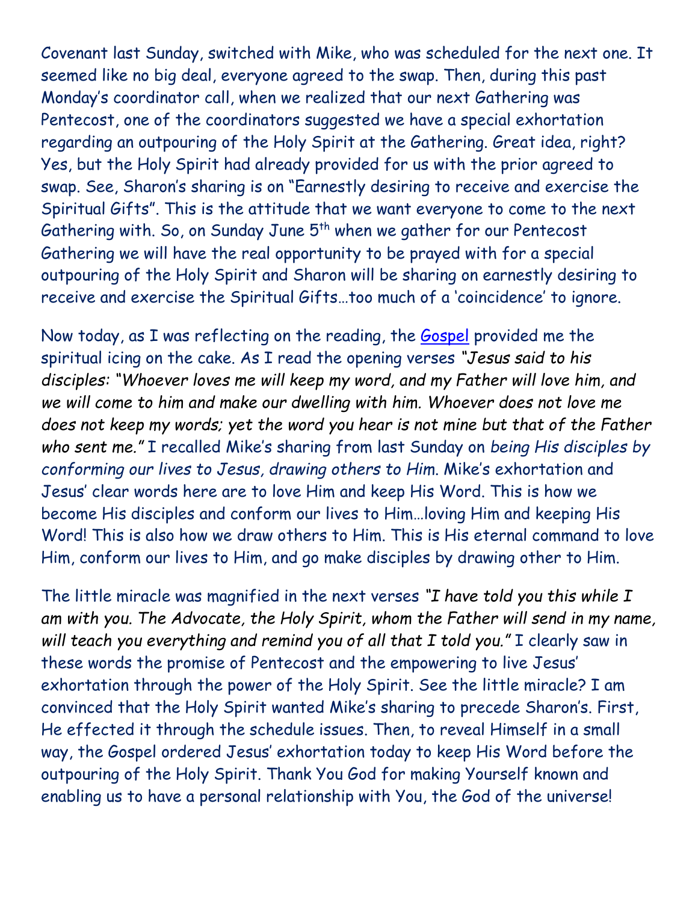Covenant last Sunday, switched with Mike, who was scheduled for the next one. It seemed like no big deal, everyone agreed to the swap. Then, during this past Monday's coordinator call, when we realized that our next Gathering was Pentecost, one of the coordinators suggested we have a special exhortation regarding an outpouring of the Holy Spirit at the Gathering. Great idea, right? Yes, but the Holy Spirit had already provided for us with the prior agreed to swap. See, Sharon's sharing is on "Earnestly desiring to receive and exercise the Spiritual Gifts". This is the attitude that we want everyone to come to the next Gathering with. So, on Sunday June 5th when we gather for our Pentecost Gathering we will have the real opportunity to be prayed with for a special outpouring of the Holy Spirit and Sharon will be sharing on earnestly desiring to receive and exercise the Spiritual Gifts…too much of a 'coincidence' to ignore.

Now today, as I was reflecting on the reading, the Gospel provided me the spiritual icing on the cake. As I read the opening verses *"Jesus said to his disciples: "Whoever loves me will keep my word, and my Father will love him, and we will come to him and make our dwelling with him. Whoever does not love me does not keep my words; yet the word you hear is not mine but that of the Father who sent me."* I recalled Mike's sharing from last Sunday on *being His disciples by conforming our lives to Jesus, drawing others to Him*. Mike's exhortation and Jesus' clear words here are to love Him and keep His Word. This is how we become His disciples and conform our lives to Him…loving Him and keeping His Word! This is also how we draw others to Him. This is His eternal command to love Him, conform our lives to Him, and go make disciples by drawing other to Him.

The little miracle was magnified in the next verses *"I have told you this while I am with you. The Advocate, the Holy Spirit, whom the Father will send in my name, will teach you everything and remind you of all that I told you."* I clearly saw in these words the promise of Pentecost and the empowering to live Jesus' exhortation through the power of the Holy Spirit. See the little miracle? I am convinced that the Holy Spirit wanted Mike's sharing to precede Sharon's. First, He effected it through the schedule issues. Then, to reveal Himself in a small way, the Gospel ordered Jesus' exhortation today to keep His Word before the outpouring of the Holy Spirit. Thank You God for making Yourself known and enabling us to have a personal relationship with You, the God of the universe!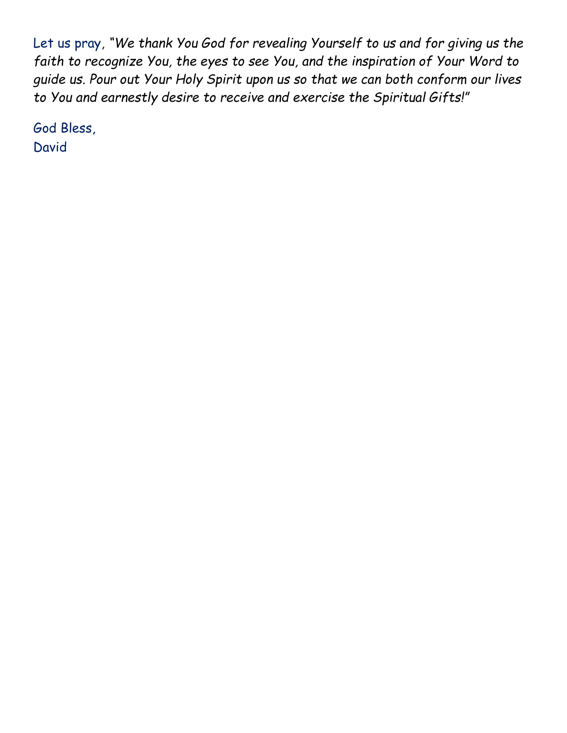Let us pray, *"We thank You God for revealing Yourself to us and for giving us the faith to recognize You, the eyes to see You, and the inspiration of Your Word to guide us. Pour out Your Holy Spirit upon us so that we can both conform our lives to You and earnestly desire to receive and exercise the Spiritual Gifts!"*

God Bless,
David